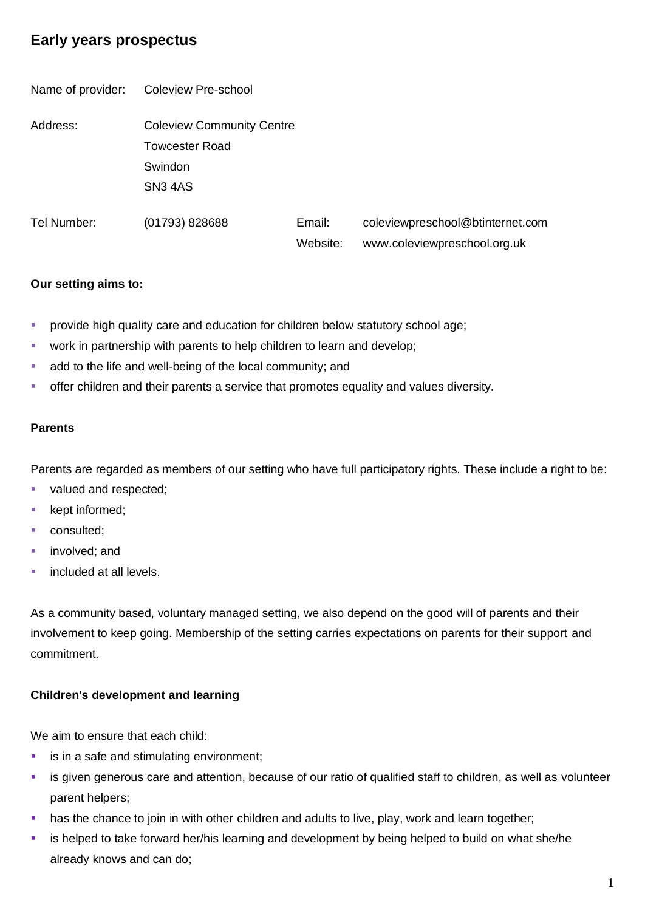# Early years prospectus

Name of provider: Coleview Pre-school

Address: Coleview Community Centre
Towcester Road
Swindon
SN3 4AS

Tel Number: (01793) 828688

Email: coleviewpreschool@btinternet.com

Website: www.coleviewpreschool.org.uk

**Our setting aims to:**

- provide high quality care and education for children below statutory school age;
- work in partnership with parents to help children to learn and develop;
- add to the life and well-being of the local community; and
- offer children and their parents a service that promotes equality and values diversity.

**Parents**

Parents are regarded as members of our setting who have full participatory rights. These include a right to be:

- valued and respected;
- kept informed;
- consulted;
- involved; and
- included at all levels.

As a community based, voluntary managed setting, we also depend on the good will of parents and their involvement to keep going. Membership of the setting carries expectations on parents for their support and commitment.

**Children's development and learning**

We aim to ensure that each child:

- is in a safe and stimulating environment;
- is given generous care and attention, because of our ratio of qualified staff to children, as well as volunteer parent helpers;
- has the chance to join in with other children and adults to live, play, work and learn together;
- is helped to take forward her/his learning and development by being helped to build on what she/he already knows and can do;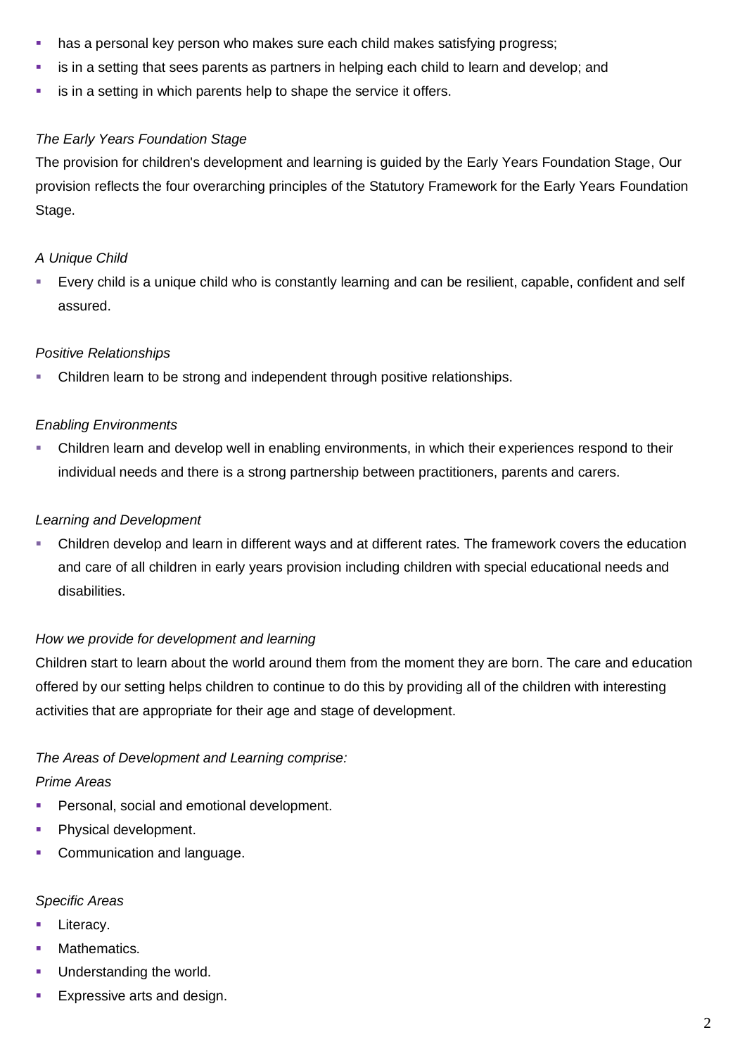- has a personal key person who makes sure each child makes satisfying progress;
- is in a setting that sees parents as partners in helping each child to learn and develop; and
- is in a setting in which parents help to shape the service it offers.

*The Early Years Foundation Stage*

The provision for children's development and learning is guided by the Early Years Foundation Stage, Our provision reflects the four overarching principles of the Statutory Framework for the Early Years Foundation Stage.

*A Unique Child*

- Every child is a unique child who is constantly learning and can be resilient, capable, confident and self assured.

*Positive Relationships*

- Children learn to be strong and independent through positive relationships.

*Enabling Environments*

- Children learn and develop well in enabling environments, in which their experiences respond to their individual needs and there is a strong partnership between practitioners, parents and carers.

*Learning and Development*

- Children develop and learn in different ways and at different rates. The framework covers the education and care of all children in early years provision including children with special educational needs and disabilities.

*How we provide for development and learning*

Children start to learn about the world around them from the moment they are born. The care and education offered by our setting helps children to continue to do this by providing all of the children with interesting activities that are appropriate for their age and stage of development.

*The Areas of Development and Learning comprise:*

*Prime Areas*

- Personal, social and emotional development.
- Physical development.
- Communication and language.

*Specific Areas*

- Literacy.
- Mathematics.
- Understanding the world.
- Expressive arts and design.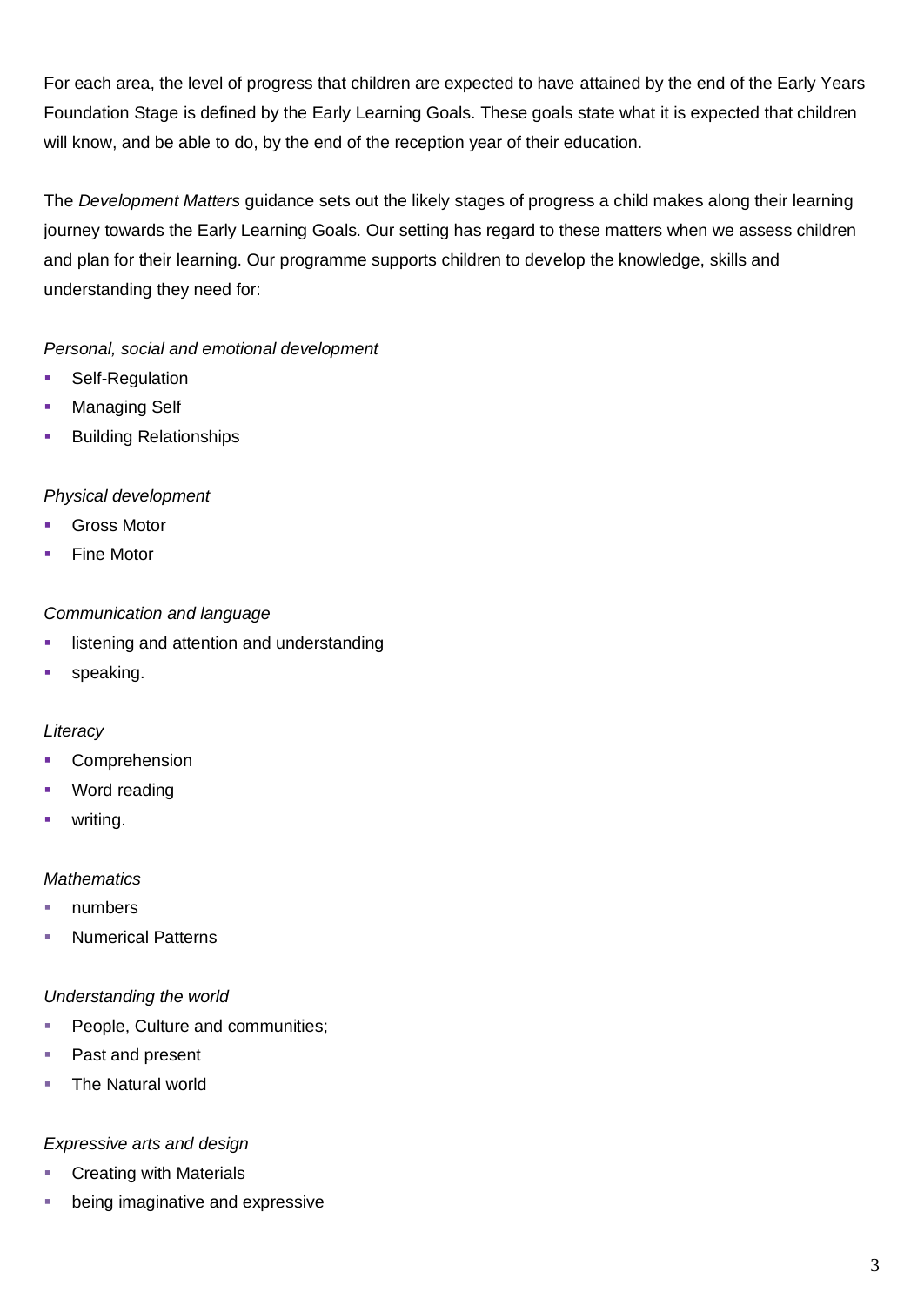For each area, the level of progress that children are expected to have attained by the end of the Early Years Foundation Stage is defined by the Early Learning Goals. These goals state what it is expected that children will know, and be able to do, by the end of the reception year of their education.

The *Development Matters* guidance sets out the likely stages of progress a child makes along their learning journey towards the Early Learning Goals. Our setting has regard to these matters when we assess children and plan for their learning. Our programme supports children to develop the knowledge, skills and understanding they need for:

*Personal, social and emotional development*

- Self-Regulation
- Managing Self
- Building Relationships

*Physical development*

- Gross Motor
- Fine Motor

*Communication and language*

- listening and attention and understanding
- speaking.

*Literacy*

- Comprehension
- Word reading
- writing.

*Mathematics*

- numbers
- Numerical Patterns

*Understanding the world*

- People, Culture and communities;
- Past and present
- The Natural world

*Expressive arts and design*

- Creating with Materials
- being imaginative and expressive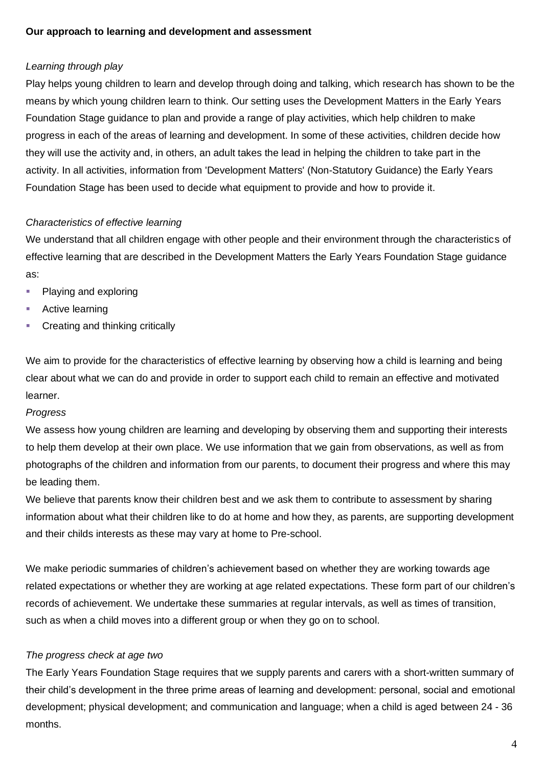**Our approach to learning and development and assessment**

*Learning through play*

Play helps young children to learn and develop through doing and talking, which research has shown to be the means by which young children learn to think. Our setting uses the Development Matters in the Early Years Foundation Stage guidance to plan and provide a range of play activities, which help children to make progress in each of the areas of learning and development. In some of these activities, children decide how they will use the activity and, in others, an adult takes the lead in helping the children to take part in the activity. In all activities, information from 'Development Matters' (Non-Statutory Guidance) the Early Years Foundation Stage has been used to decide what equipment to provide and how to provide it.

*Characteristics of effective learning*

We understand that all children engage with other people and their environment through the characteristics of effective learning that are described in the Development Matters the Early Years Foundation Stage guidance as:

- Playing and exploring
- Active learning
- Creating and thinking critically

We aim to provide for the characteristics of effective learning by observing how a child is learning and being clear about what we can do and provide in order to support each child to remain an effective and motivated learner.

*Progress*

We assess how young children are learning and developing by observing them and supporting their interests to help them develop at their own place. We use information that we gain from observations, as well as from photographs of the children and information from our parents, to document their progress and where this may be leading them.

We believe that parents know their children best and we ask them to contribute to assessment by sharing information about what their children like to do at home and how they, as parents, are supporting development and their childs interests as these may vary at home to Pre-school.

We make periodic summaries of children's achievement based on whether they are working towards age related expectations or whether they are working at age related expectations. These form part of our children's records of achievement. We undertake these summaries at regular intervals, as well as times of transition, such as when a child moves into a different group or when they go on to school.

*The progress check at age two*

The Early Years Foundation Stage requires that we supply parents and carers with a short-written summary of their child's development in the three prime areas of learning and development: personal, social and emotional development; physical development; and communication and language; when a child is aged between 24 - 36 months.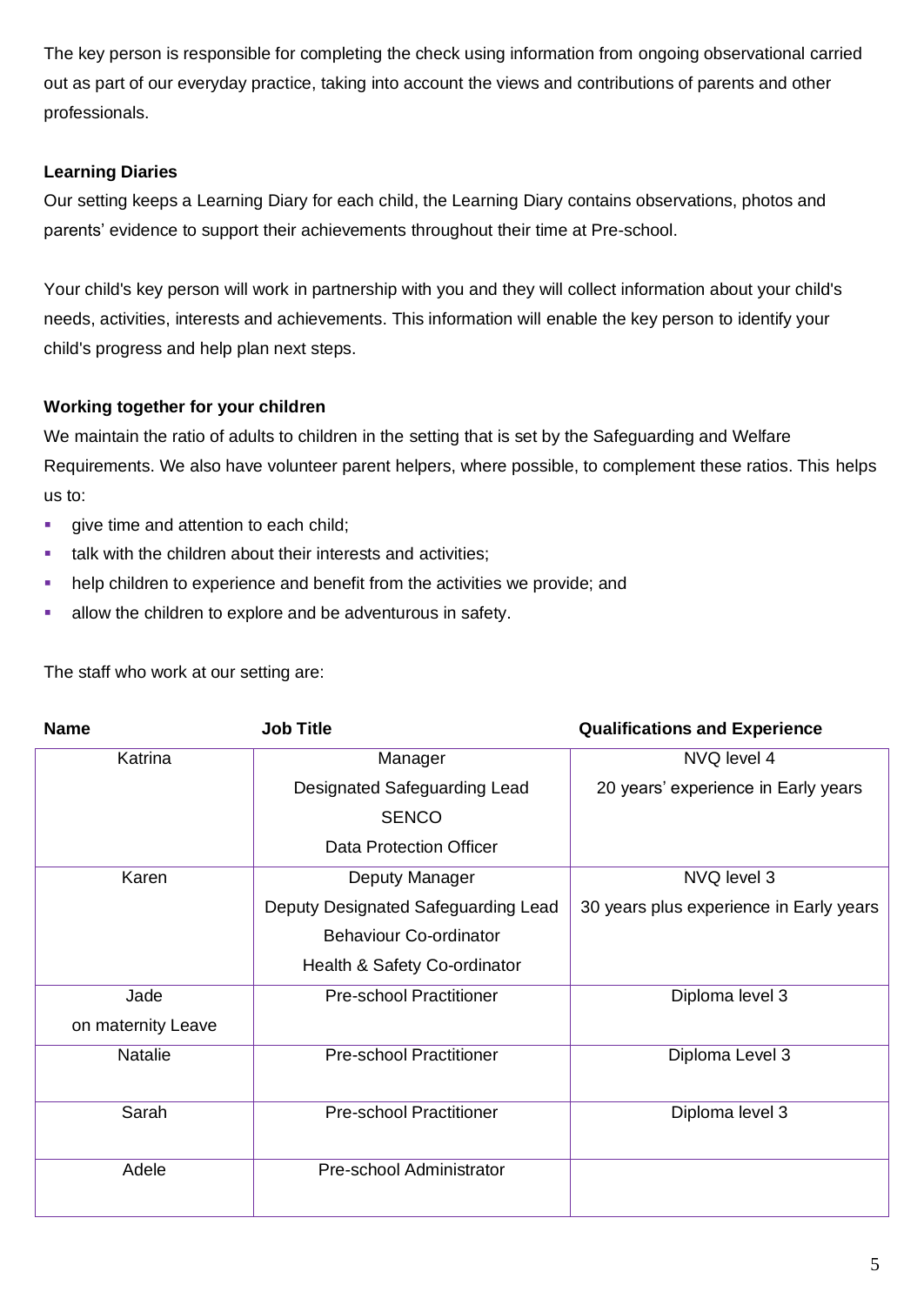The key person is responsible for completing the check using information from ongoing observational carried out as part of our everyday practice, taking into account the views and contributions of parents and other professionals.

**Learning Diaries**

Our setting keeps a Learning Diary for each child, the Learning Diary contains observations, photos and parents' evidence to support their achievements throughout their time at Pre-school.

Your child's key person will work in partnership with you and they will collect information about your child's needs, activities, interests and achievements. This information will enable the key person to identify your child's progress and help plan next steps.

**Working together for your children**

We maintain the ratio of adults to children in the setting that is set by the Safeguarding and Welfare Requirements. We also have volunteer parent helpers, where possible, to complement these ratios. This helps us to:

- give time and attention to each child;
- talk with the children about their interests and activities;
- help children to experience and benefit from the activities we provide; and
- allow the children to explore and be adventurous in safety.

The staff who work at our setting are:

| Name | Job Title | Qualifications and Experience |
|---|---|---|
| Katrina | Manager<br>Designated Safeguarding Lead<br>SENCO<br>Data Protection Officer | NVQ level 4<br>20 years' experience in Early years |
| Karen | Deputy Manager<br>Deputy Designated Safeguarding Lead<br>Behaviour Co-ordinator<br>Health & Safety Co-ordinator | NVQ level 3<br>30 years plus experience in Early years |
| Jade<br>on maternity Leave | Pre-school Practitioner | Diploma level 3 |
| Natalie | Pre-school Practitioner | Diploma Level 3 |
| Sarah | Pre-school Practitioner | Diploma level 3 |
| Adele | Pre-school Administrator | |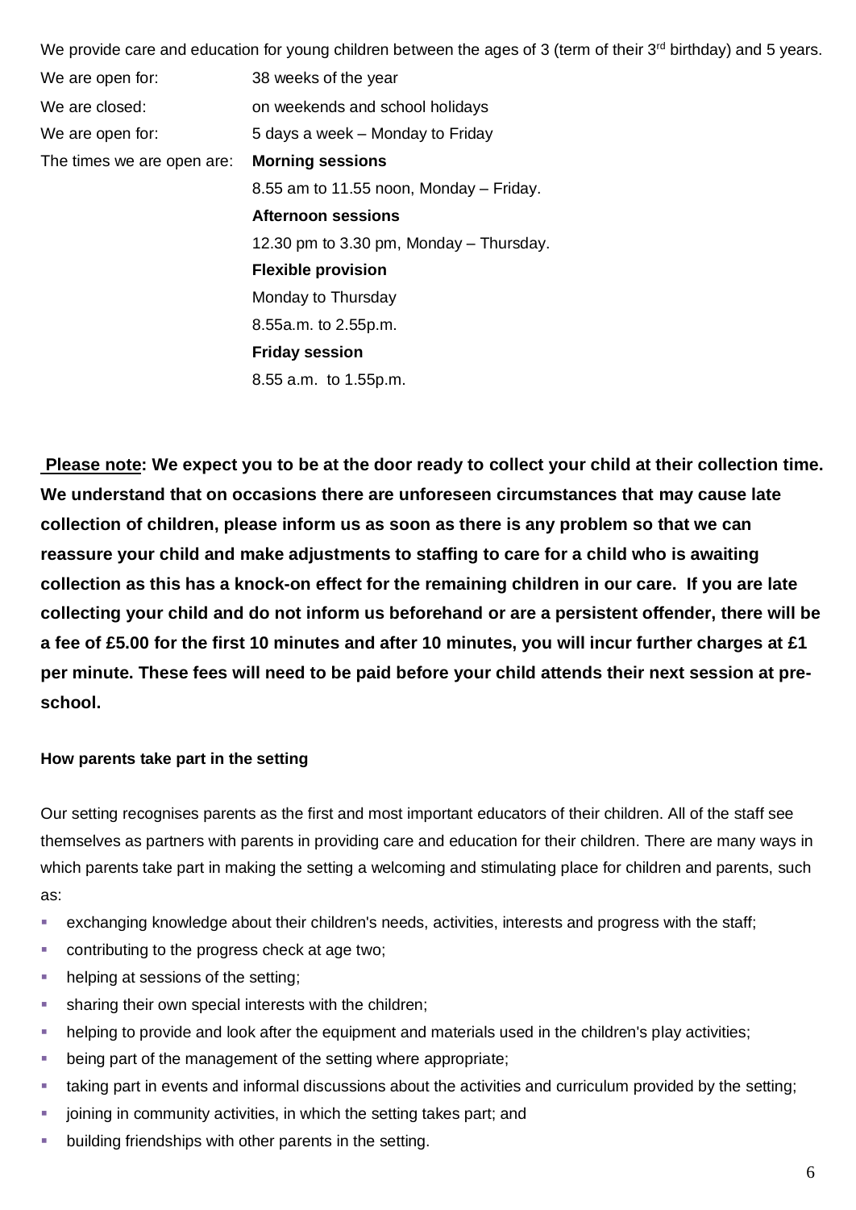We provide care and education for young children between the ages of 3 (term of their 3rd birthday) and 5 years.

| | |
|---|---|
| We are open for: | 38 weeks of the year |
| We are closed: | on weekends and school holidays |
| We are open for: | 5 days a week – Monday to Friday |
| The times we are open are: | **Morning sessions** |
| | 8.55 am to 11.55 noon, Monday – Friday. |
| | **Afternoon sessions** |
| | 12.30 pm to 3.30 pm, Monday – Thursday. |
| | **Flexible provision** |
| | Monday to Thursday |
| | 8.55a.m. to 2.55p.m. |
| | **Friday session** |
| | 8.55 a.m. to 1.55p.m. |

**Please note: We expect you to be at the door ready to collect your child at their collection time. We understand that on occasions there are unforeseen circumstances that may cause late collection of children, please inform us as soon as there is any problem so that we can reassure your child and make adjustments to staffing to care for a child who is awaiting collection as this has a knock-on effect for the remaining children in our care. If you are late collecting your child and do not inform us beforehand or are a persistent offender, there will be a fee of £5.00 for the first 10 minutes and after 10 minutes, you will incur further charges at £1 per minute. These fees will need to be paid before your child attends their next session at pre-school.**

### How parents take part in the setting

Our setting recognises parents as the first and most important educators of their children. All of the staff see themselves as partners with parents in providing care and education for their children. There are many ways in which parents take part in making the setting a welcoming and stimulating place for children and parents, such as:

- exchanging knowledge about their children's needs, activities, interests and progress with the staff;
- contributing to the progress check at age two;
- helping at sessions of the setting;
- sharing their own special interests with the children;
- helping to provide and look after the equipment and materials used in the children's play activities;
- being part of the management of the setting where appropriate;
- taking part in events and informal discussions about the activities and curriculum provided by the setting;
- joining in community activities, in which the setting takes part; and
- building friendships with other parents in the setting.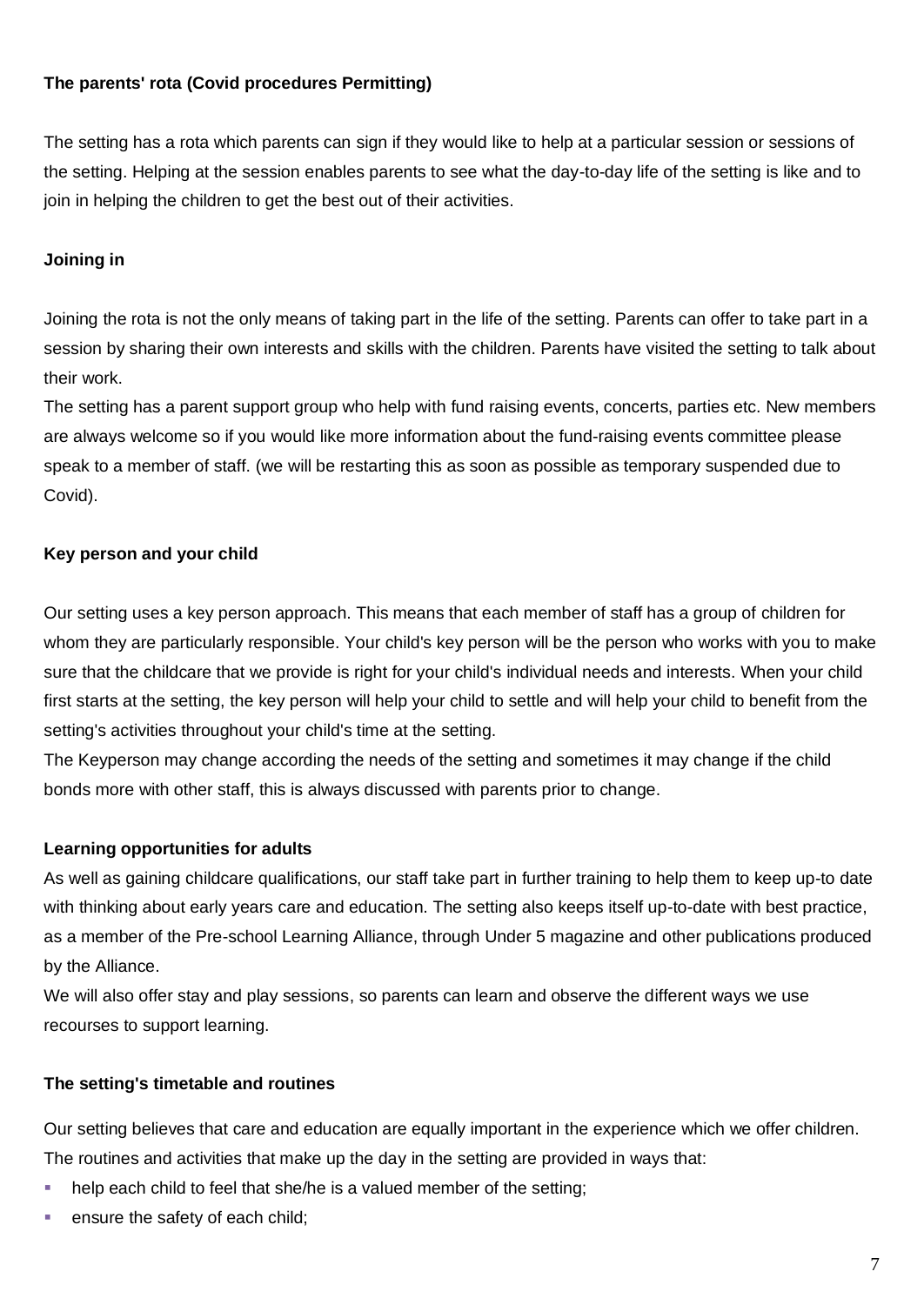**The parents' rota (Covid procedures Permitting)**

The setting has a rota which parents can sign if they would like to help at a particular session or sessions of the setting. Helping at the session enables parents to see what the day-to-day life of the setting is like and to join in helping the children to get the best out of their activities.

**Joining in**

Joining the rota is not the only means of taking part in the life of the setting. Parents can offer to take part in a session by sharing their own interests and skills with the children. Parents have visited the setting to talk about their work.

The setting has a parent support group who help with fund raising events, concerts, parties etc. New members are always welcome so if you would like more information about the fund-raising events committee please speak to a member of staff. (we will be restarting this as soon as possible as temporary suspended due to Covid).

**Key person and your child**

Our setting uses a key person approach. This means that each member of staff has a group of children for whom they are particularly responsible. Your child's key person will be the person who works with you to make sure that the childcare that we provide is right for your child's individual needs and interests. When your child first starts at the setting, the key person will help your child to settle and will help your child to benefit from the setting's activities throughout your child's time at the setting.

The Keyperson may change according the needs of the setting and sometimes it may change if the child bonds more with other staff, this is always discussed with parents prior to change.

**Learning opportunities for adults**

As well as gaining childcare qualifications, our staff take part in further training to help them to keep up-to date with thinking about early years care and education. The setting also keeps itself up-to-date with best practice, as a member of the Pre-school Learning Alliance, through Under 5 magazine and other publications produced by the Alliance.

We will also offer stay and play sessions, so parents can learn and observe the different ways we use recourses to support learning.

**The setting's timetable and routines**

Our setting believes that care and education are equally important in the experience which we offer children. The routines and activities that make up the day in the setting are provided in ways that:

- help each child to feel that she/he is a valued member of the setting;
- ensure the safety of each child;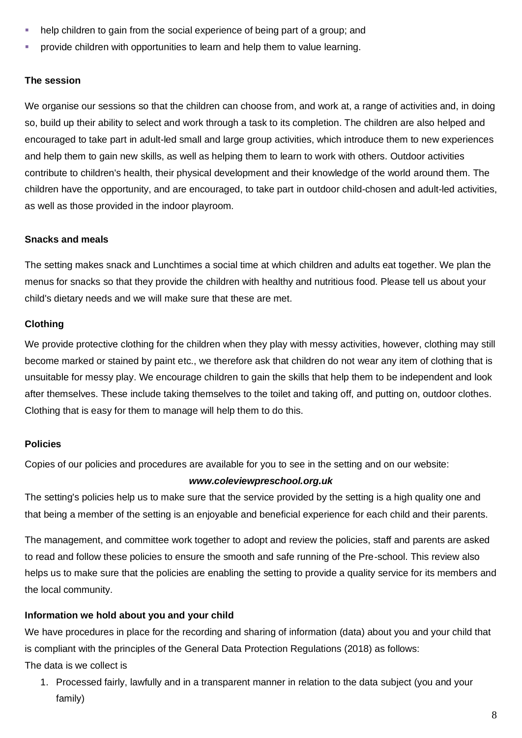- help children to gain from the social experience of being part of a group; and
- provide children with opportunities to learn and help them to value learning.

**The session**

We organise our sessions so that the children can choose from, and work at, a range of activities and, in doing so, build up their ability to select and work through a task to its completion. The children are also helped and encouraged to take part in adult-led small and large group activities, which introduce them to new experiences and help them to gain new skills, as well as helping them to learn to work with others. Outdoor activities contribute to children's health, their physical development and their knowledge of the world around them. The children have the opportunity, and are encouraged, to take part in outdoor child-chosen and adult-led activities, as well as those provided in the indoor playroom.

**Snacks and meals**

The setting makes snack and Lunchtimes a social time at which children and adults eat together. We plan the menus for snacks so that they provide the children with healthy and nutritious food. Please tell us about your child's dietary needs and we will make sure that these are met.

**Clothing**

We provide protective clothing for the children when they play with messy activities, however, clothing may still become marked or stained by paint etc., we therefore ask that children do not wear any item of clothing that is unsuitable for messy play. We encourage children to gain the skills that help them to be independent and look after themselves. These include taking themselves to the toilet and taking off, and putting on, outdoor clothes. Clothing that is easy for them to manage will help them to do this.

**Policies**

Copies of our policies and procedures are available for you to see in the setting and on our website:

***www.coleviewpreschool.org.uk***

The setting's policies help us to make sure that the service provided by the setting is a high quality one and that being a member of the setting is an enjoyable and beneficial experience for each child and their parents.

The management, and committee work together to adopt and review the policies, staff and parents are asked to read and follow these policies to ensure the smooth and safe running of the Pre-school. This review also helps us to make sure that the policies are enabling the setting to provide a quality service for its members and the local community.

**Information we hold about you and your child**

We have procedures in place for the recording and sharing of information (data) about you and your child that is compliant with the principles of the General Data Protection Regulations (2018) as follows:

The data is we collect is

1. Processed fairly, lawfully and in a transparent manner in relation to the data subject (you and your family)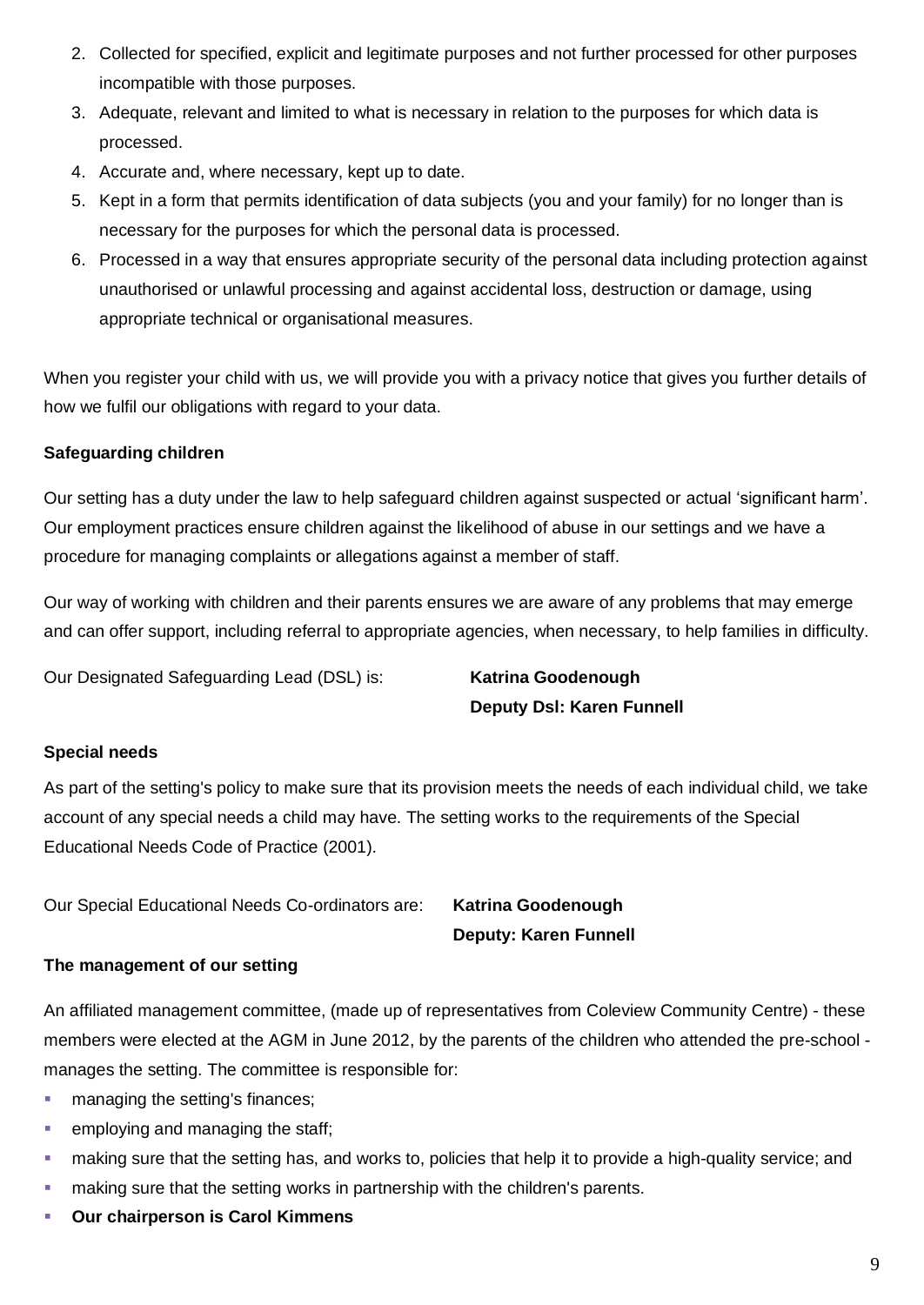2. Collected for specified, explicit and legitimate purposes and not further processed for other purposes incompatible with those purposes.
3. Adequate, relevant and limited to what is necessary in relation to the purposes for which data is processed.
4. Accurate and, where necessary, kept up to date.
5. Kept in a form that permits identification of data subjects (you and your family) for no longer than is necessary for the purposes for which the personal data is processed.
6. Processed in a way that ensures appropriate security of the personal data including protection against unauthorised or unlawful processing and against accidental loss, destruction or damage, using appropriate technical or organisational measures.

When you register your child with us, we will provide you with a privacy notice that gives you further details of how we fulfil our obligations with regard to your data.

**Safeguarding children**

Our setting has a duty under the law to help safeguard children against suspected or actual 'significant harm'. Our employment practices ensure children against the likelihood of abuse in our settings and we have a procedure for managing complaints or allegations against a member of staff.

Our way of working with children and their parents ensures we are aware of any problems that may emerge and can offer support, including referral to appropriate agencies, when necessary, to help families in difficulty.

Our Designated Safeguarding Lead (DSL) is: **Katrina Goodenough**
**Deputy Dsl: Karen Funnell**

**Special needs**

As part of the setting's policy to make sure that its provision meets the needs of each individual child, we take account of any special needs a child may have. The setting works to the requirements of the Special Educational Needs Code of Practice (2001).

Our Special Educational Needs Co-ordinators are: **Katrina Goodenough**
**Deputy: Karen Funnell**

**The management of our setting**

An affiliated management committee, (made up of representatives from Coleview Community Centre) - these members were elected at the AGM in June 2012, by the parents of the children who attended the pre-school - manages the setting. The committee is responsible for:

- managing the setting's finances;
- employing and managing the staff;
- making sure that the setting has, and works to, policies that help it to provide a high-quality service; and
- making sure that the setting works in partnership with the children's parents.
- **Our chairperson is Carol Kimmens**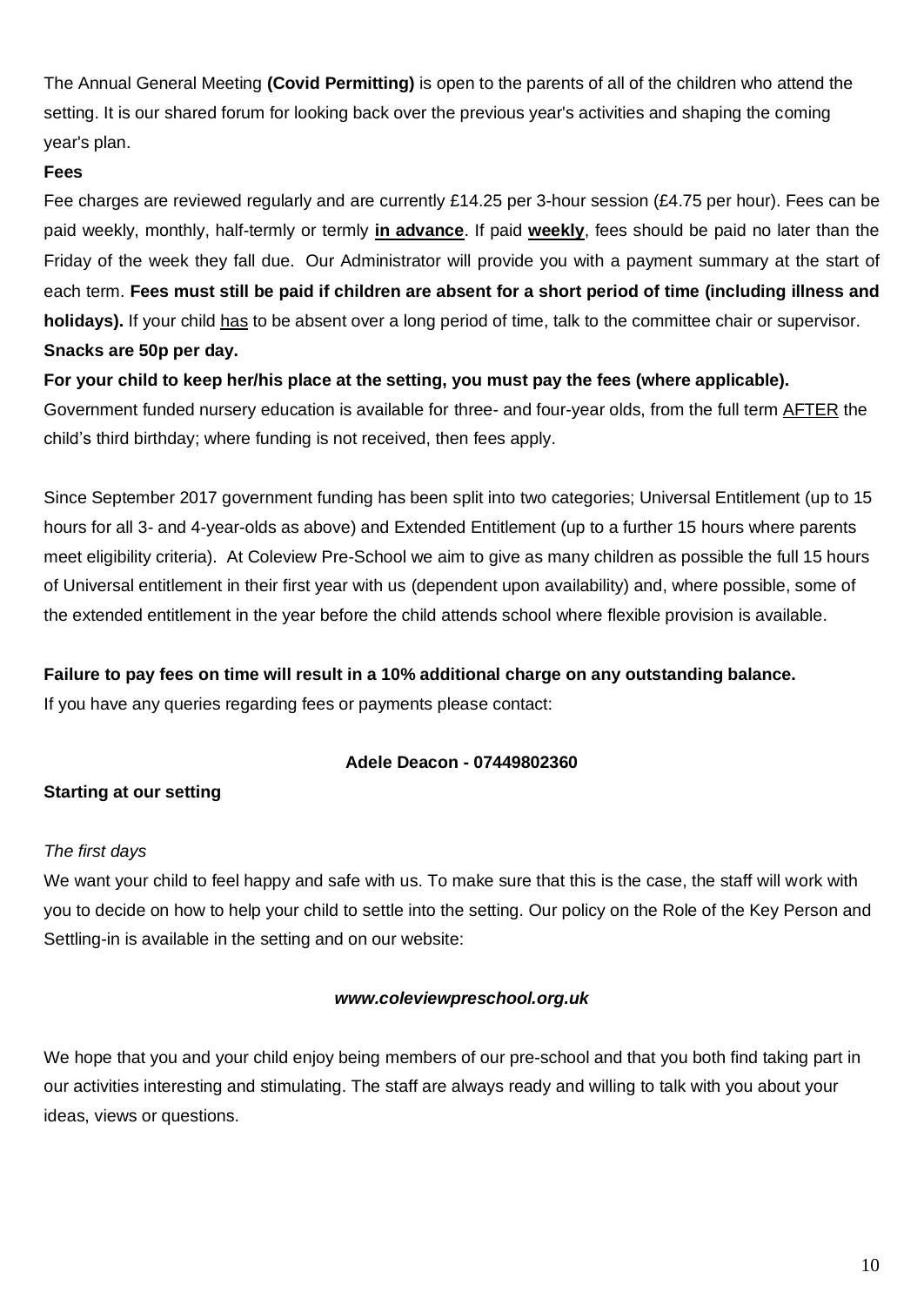The Annual General Meeting **(Covid Permitting)** is open to the parents of all of the children who attend the setting. It is our shared forum for looking back over the previous year's activities and shaping the coming year's plan.

**Fees**

Fee charges are reviewed regularly and are currently £14.25 per 3-hour session (£4.75 per hour). Fees can be paid weekly, monthly, half-termly or termly **in advance**. If paid **weekly**, fees should be paid no later than the Friday of the week they fall due. Our Administrator will provide you with a payment summary at the start of each term. **Fees must still be paid if children are absent for a short period of time (including illness and holidays).** If your child has to be absent over a long period of time, talk to the committee chair or supervisor.

**Snacks are 50p per day.**

**For your child to keep her/his place at the setting, you must pay the fees (where applicable).**

Government funded nursery education is available for three- and four-year olds, from the full term AFTER the child's third birthday; where funding is not received, then fees apply.

Since September 2017 government funding has been split into two categories; Universal Entitlement (up to 15 hours for all 3- and 4-year-olds as above) and Extended Entitlement (up to a further 15 hours where parents meet eligibility criteria). At Coleview Pre-School we aim to give as many children as possible the full 15 hours of Universal entitlement in their first year with us (dependent upon availability) and, where possible, some of the extended entitlement in the year before the child attends school where flexible provision is available.

**Failure to pay fees on time will result in a 10% additional charge on any outstanding balance.**

If you have any queries regarding fees or payments please contact:

**Adele Deacon - 07449802360**

**Starting at our setting**

*The first days*

We want your child to feel happy and safe with us. To make sure that this is the case, the staff will work with you to decide on how to help your child to settle into the setting. Our policy on the Role of the Key Person and Settling-in is available in the setting and on our website:

***www.coleviewpreschool.org.uk***

We hope that you and your child enjoy being members of our pre-school and that you both find taking part in our activities interesting and stimulating. The staff are always ready and willing to talk with you about your ideas, views or questions.